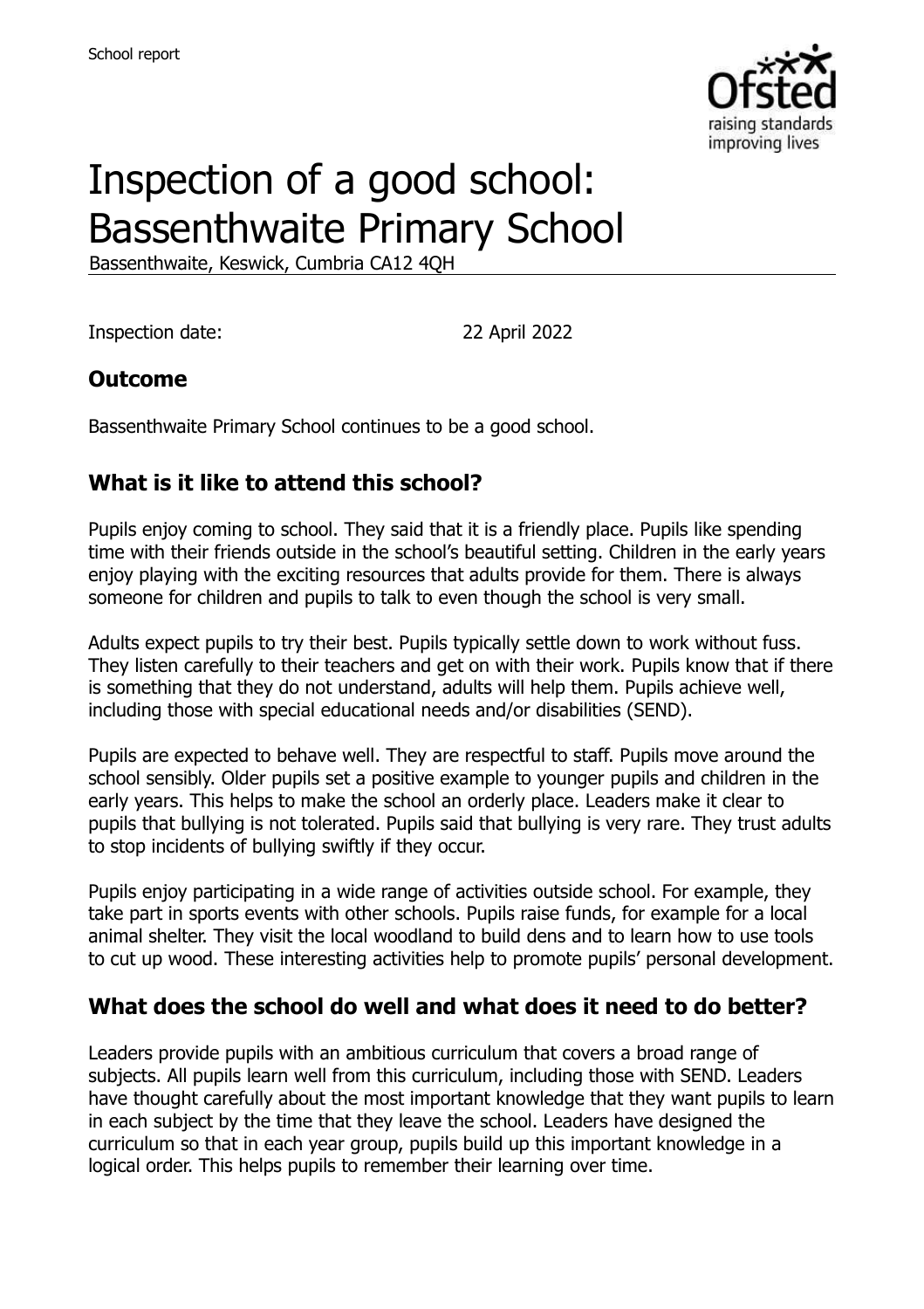School report

# Inspection of a good school: Bassenthwaite Primary School

Bassenthwaite, Keswick, Cumbria CA12 4QH

Inspection date: 22 April 2022

## Outcome

Bassenthwaite Primary School continues to be a good school.

## What is it like to attend this school?

Pupils enjoy coming to school. They said that it is a friendly place. Pupils like spending time with their friends outside in the school's beautiful setting. Children in the early years enjoy playing with the exciting resources that adults provide for them. There is always someone for children and pupils to talk to even though the school is very small.

Adults expect pupils to try their best. Pupils typically settle down to work without fuss. They listen carefully to their teachers and get on with their work. Pupils know that if there is something that they do not understand, adults will help them. Pupils achieve well, including those with special educational needs and/or disabilities (SEND).

Pupils are expected to behave well. They are respectful to staff. Pupils move around the school sensibly. Older pupils set a positive example to younger pupils and children in the early years. This helps to make the school an orderly place. Leaders make it clear to pupils that bullying is not tolerated. Pupils said that bullying is very rare. They trust adults to stop incidents of bullying swiftly if they occur.

Pupils enjoy participating in a wide range of activities outside school. For example, they take part in sports events with other schools. Pupils raise funds, for example for a local animal shelter. They visit the local woodland to build dens and to learn how to use tools to cut up wood. These interesting activities help to promote pupils' personal development.

## What does the school do well and what does it need to do better?

Leaders provide pupils with an ambitious curriculum that covers a broad range of subjects. All pupils learn well from this curriculum, including those with SEND. Leaders have thought carefully about the most important knowledge that they want pupils to learn in each subject by the time that they leave the school. Leaders have designed the curriculum so that in each year group, pupils build up this important knowledge in a logical order. This helps pupils to remember their learning over time.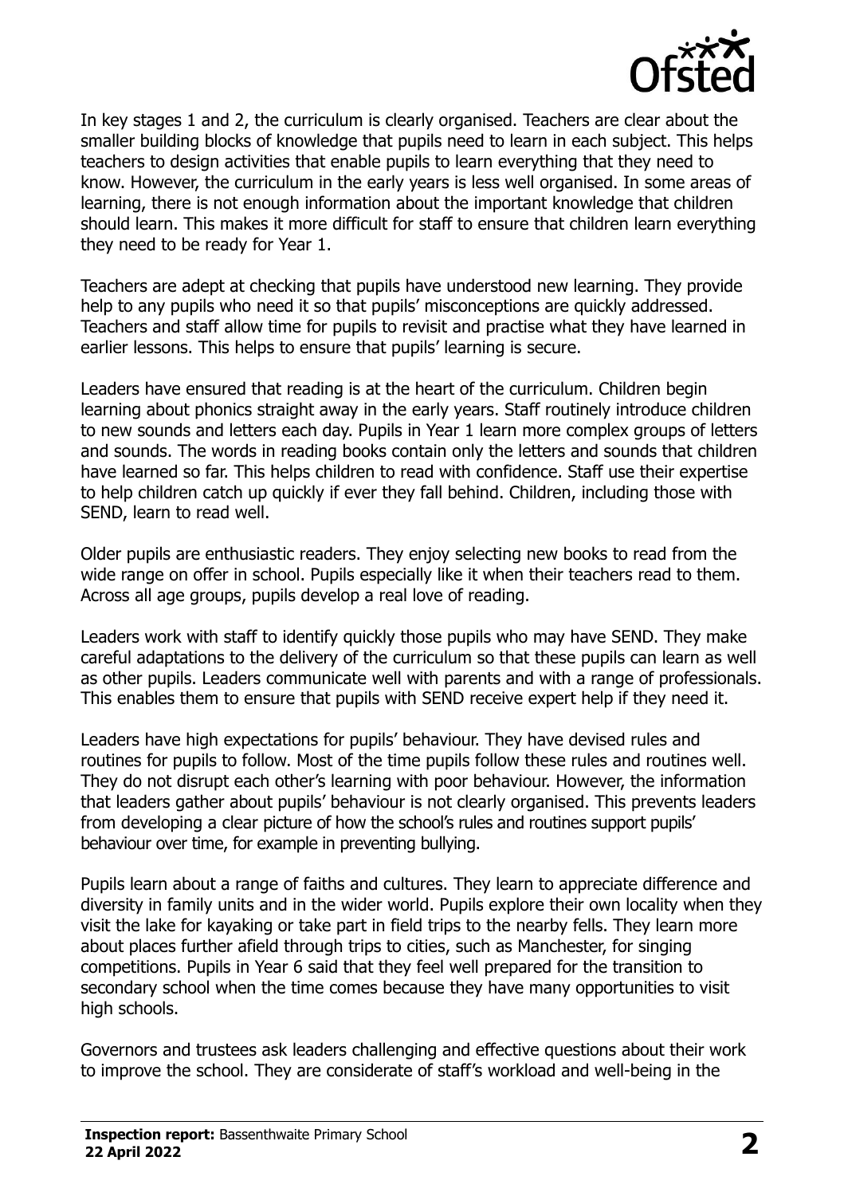In key stages 1 and 2, the curriculum is clearly organised. Teachers are clear about the smaller building blocks of knowledge that pupils need to learn in each subject. This helps teachers to design activities that enable pupils to learn everything that they need to know. However, the curriculum in the early years is less well organised. In some areas of learning, there is not enough information about the important knowledge that children should learn. This makes it more difficult for staff to ensure that children learn everything they need to be ready for Year 1.

Teachers are adept at checking that pupils have understood new learning. They provide help to any pupils who need it so that pupils' misconceptions are quickly addressed. Teachers and staff allow time for pupils to revisit and practise what they have learned in earlier lessons. This helps to ensure that pupils' learning is secure.

Leaders have ensured that reading is at the heart of the curriculum. Children begin learning about phonics straight away in the early years. Staff routinely introduce children to new sounds and letters each day. Pupils in Year 1 learn more complex groups of letters and sounds. The words in reading books contain only the letters and sounds that children have learned so far. This helps children to read with confidence. Staff use their expertise to help children catch up quickly if ever they fall behind. Children, including those with SEND, learn to read well.

Older pupils are enthusiastic readers. They enjoy selecting new books to read from the wide range on offer in school. Pupils especially like it when their teachers read to them. Across all age groups, pupils develop a real love of reading.

Leaders work with staff to identify quickly those pupils who may have SEND. They make careful adaptations to the delivery of the curriculum so that these pupils can learn as well as other pupils. Leaders communicate well with parents and with a range of professionals. This enables them to ensure that pupils with SEND receive expert help if they need it.

Leaders have high expectations for pupils' behaviour. They have devised rules and routines for pupils to follow. Most of the time pupils follow these rules and routines well. They do not disrupt each other's learning with poor behaviour. However, the information that leaders gather about pupils' behaviour is not clearly organised. This prevents leaders from developing a clear picture of how the school's rules and routines support pupils' behaviour over time, for example in preventing bullying.

Pupils learn about a range of faiths and cultures. They learn to appreciate difference and diversity in family units and in the wider world. Pupils explore their own locality when they visit the lake for kayaking or take part in field trips to the nearby fells. They learn more about places further afield through trips to cities, such as Manchester, for singing competitions. Pupils in Year 6 said that they feel well prepared for the transition to secondary school when the time comes because they have many opportunities to visit high schools.

Governors and trustees ask leaders challenging and effective questions about their work to improve the school. They are considerate of staff's workload and well-being in the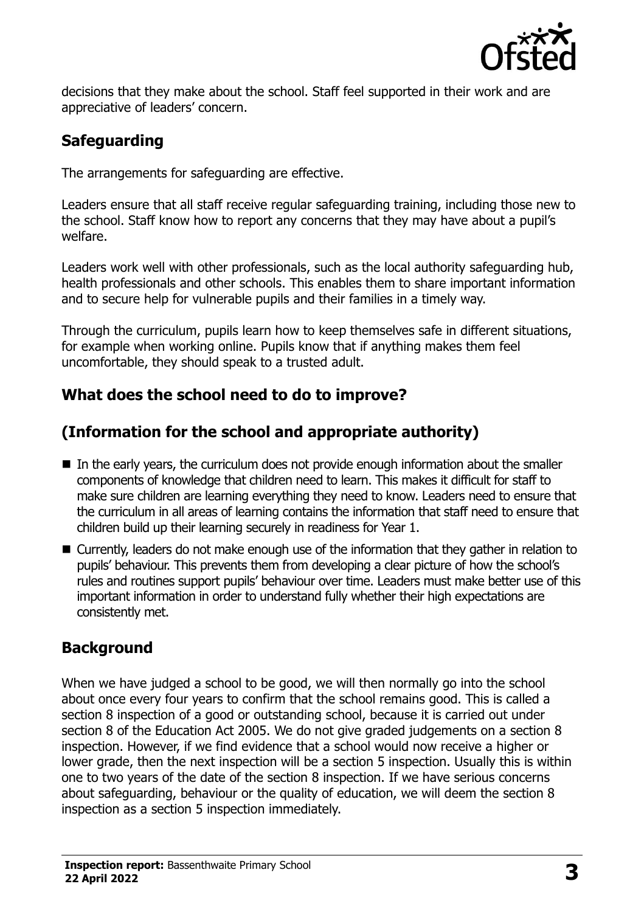decisions that they make about the school. Staff feel supported in their work and are appreciative of leaders' concern.

## Safeguarding

The arrangements for safeguarding are effective.

Leaders ensure that all staff receive regular safeguarding training, including those new to the school. Staff know how to report any concerns that they may have about a pupil's welfare.

Leaders work well with other professionals, such as the local authority safeguarding hub, health professionals and other schools. This enables them to share important information and to secure help for vulnerable pupils and their families in a timely way.

Through the curriculum, pupils learn how to keep themselves safe in different situations, for example when working online. Pupils know that if anything makes them feel uncomfortable, they should speak to a trusted adult.

## What does the school need to do to improve?

## (Information for the school and appropriate authority)

- In the early years, the curriculum does not provide enough information about the smaller components of knowledge that children need to learn. This makes it difficult for staff to make sure children are learning everything they need to know. Leaders need to ensure that the curriculum in all areas of learning contains the information that staff need to ensure that children build up their learning securely in readiness for Year 1.
- Currently, leaders do not make enough use of the information that they gather in relation to pupils' behaviour. This prevents them from developing a clear picture of how the school's rules and routines support pupils' behaviour over time. Leaders must make better use of this important information in order to understand fully whether their high expectations are consistently met.

## Background

When we have judged a school to be good, we will then normally go into the school about once every four years to confirm that the school remains good. This is called a section 8 inspection of a good or outstanding school, because it is carried out under section 8 of the Education Act 2005. We do not give graded judgements on a section 8 inspection. However, if we find evidence that a school would now receive a higher or lower grade, then the next inspection will be a section 5 inspection. Usually this is within one to two years of the date of the section 8 inspection. If we have serious concerns about safeguarding, behaviour or the quality of education, we will deem the section 8 inspection as a section 5 inspection immediately.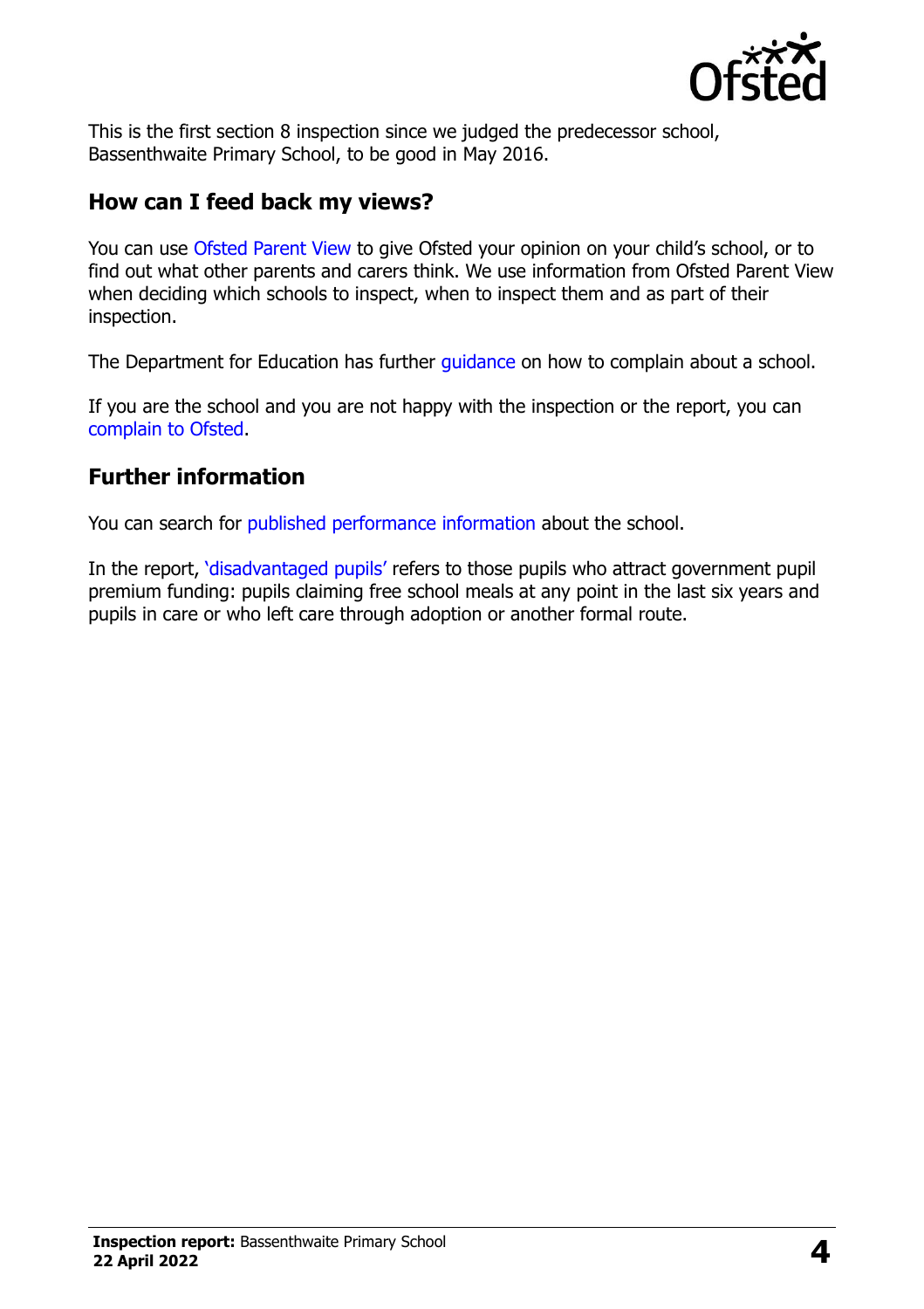This is the first section 8 inspection since we judged the predecessor school, Bassenthwaite Primary School, to be good in May 2016.

## How can I feed back my views?

You can use Ofsted Parent View to give Ofsted your opinion on your child's school, or to find out what other parents and carers think. We use information from Ofsted Parent View when deciding which schools to inspect, when to inspect them and as part of their inspection.

The Department for Education has further guidance on how to complain about a school.

If you are the school and you are not happy with the inspection or the report, you can complain to Ofsted.

## Further information

You can search for published performance information about the school.

In the report, 'disadvantaged pupils' refers to those pupils who attract government pupil premium funding: pupils claiming free school meals at any point in the last six years and pupils in care or who left care through adoption or another formal route.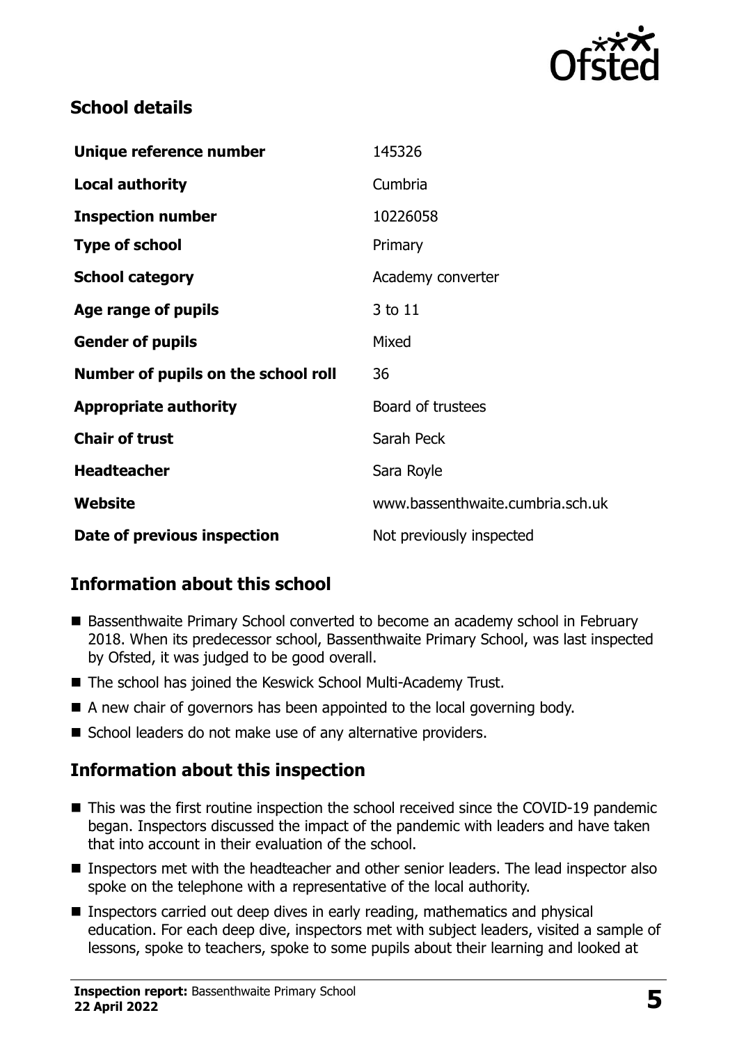## School details

| | |
|---|---|
| **Unique reference number** | 145326 |
| **Local authority** | Cumbria |
| **Inspection number** | 10226058 |
| **Type of school** | Primary |
| **School category** | Academy converter |
| **Age range of pupils** | 3 to 11 |
| **Gender of pupils** | Mixed |
| **Number of pupils on the school roll** | 36 |
| **Appropriate authority** | Board of trustees |
| **Chair of trust** | Sarah Peck |
| **Headteacher** | Sara Royle |
| **Website** | www.bassenthwaite.cumbria.sch.uk |
| **Date of previous inspection** | Not previously inspected |

## Information about this school

- Bassenthwaite Primary School converted to become an academy school in February 2018. When its predecessor school, Bassenthwaite Primary School, was last inspected by Ofsted, it was judged to be good overall.
- The school has joined the Keswick School Multi-Academy Trust.
- A new chair of governors has been appointed to the local governing body.
- School leaders do not make use of any alternative providers.

## Information about this inspection

- This was the first routine inspection the school received since the COVID-19 pandemic began. Inspectors discussed the impact of the pandemic with leaders and have taken that into account in their evaluation of the school.
- Inspectors met with the headteacher and other senior leaders. The lead inspector also spoke on the telephone with a representative of the local authority.
- Inspectors carried out deep dives in early reading, mathematics and physical education. For each deep dive, inspectors met with subject leaders, visited a sample of lessons, spoke to teachers, spoke to some pupils about their learning and looked at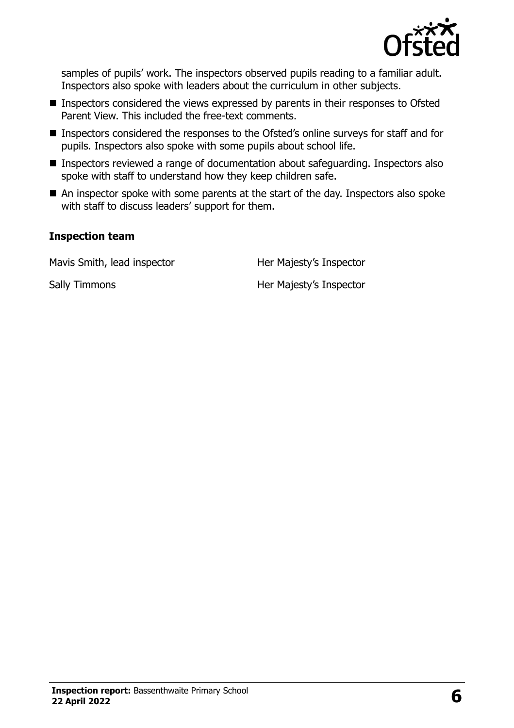samples of pupils' work. The inspectors observed pupils reading to a familiar adult. Inspectors also spoke with leaders about the curriculum in other subjects.

- Inspectors considered the views expressed by parents in their responses to Ofsted Parent View. This included the free-text comments.
- Inspectors considered the responses to the Ofsted's online surveys for staff and for pupils. Inspectors also spoke with some pupils about school life.
- Inspectors reviewed a range of documentation about safeguarding. Inspectors also spoke with staff to understand how they keep children safe.
- An inspector spoke with some parents at the start of the day. Inspectors also spoke with staff to discuss leaders' support for them.

### Inspection team

| | |
|---|---|
| Mavis Smith, lead inspector | Her Majesty's Inspector |
| Sally Timmons | Her Majesty's Inspector |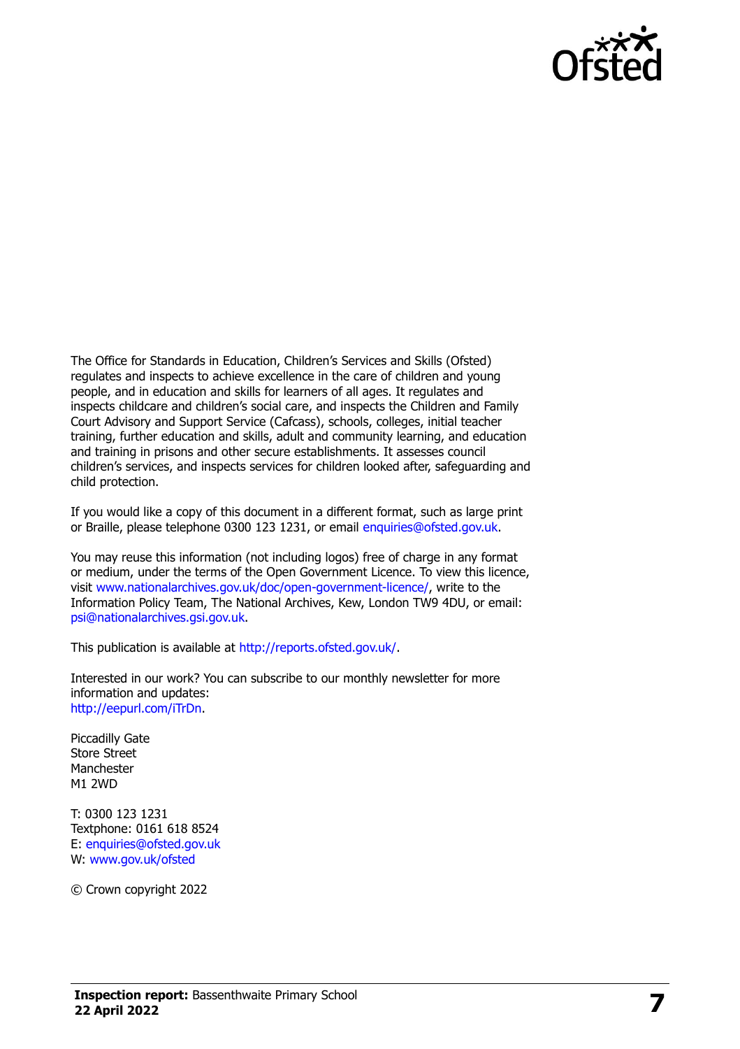The Office for Standards in Education, Children's Services and Skills (Ofsted) regulates and inspects to achieve excellence in the care of children and young people, and in education and skills for learners of all ages. It regulates and inspects childcare and children's social care, and inspects the Children and Family Court Advisory and Support Service (Cafcass), schools, colleges, initial teacher training, further education and skills, adult and community learning, and education and training in prisons and other secure establishments. It assesses council children's services, and inspects services for children looked after, safeguarding and child protection.

If you would like a copy of this document in a different format, such as large print or Braille, please telephone 0300 123 1231, or email enquiries@ofsted.gov.uk.

You may reuse this information (not including logos) free of charge in any format or medium, under the terms of the Open Government Licence. To view this licence, visit www.nationalarchives.gov.uk/doc/open-government-licence/, write to the Information Policy Team, The National Archives, Kew, London TW9 4DU, or email: psi@nationalarchives.gsi.gov.uk.

This publication is available at http://reports.ofsted.gov.uk/.

Interested in our work? You can subscribe to our monthly newsletter for more information and updates:
http://eepurl.com/iTrDn.

Piccadilly Gate
Store Street
Manchester
M1 2WD

T: 0300 123 1231
Textphone: 0161 618 8524
E: enquiries@ofsted.gov.uk
W: www.gov.uk/ofsted

© Crown copyright 2022